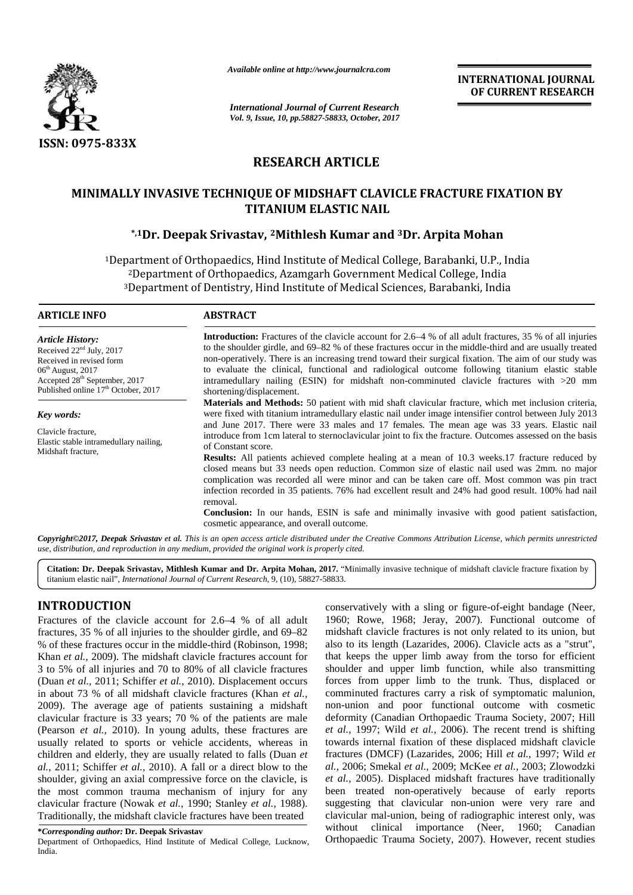*Available online at http://www.journalcra.com*

*International Journal of Current Research*
*Vol. 9, Issue, 10, pp.58827-58833, October, 2017*

**INTERNATIONAL JOURNAL OF CURRENT RESEARCH**

ISSN: 0975-833X

## RESEARCH ARTICLE

# MINIMALLY INVASIVE TECHNIQUE OF MIDSHAFT CLAVICLE FRACTURE FIXATION BY TITANIUM ELASTIC NAIL

**[*,1]Dr. Deepak Srivastav, [2]Mithlesh Kumar and [3]Dr. Arpita Mohan**

[1]Department of Orthopaedics, Hind Institute of Medical College, Barabanki, U.P., India
[2]Department of Orthopaedics, Azamgarh Government Medical College, India
[3]Department of Dentistry, Hind Institute of Medical Sciences, Barabanki, India

### ARTICLE INFO

***Article History:***
Received 22[nd] July, 2017
Received in revised form
06[th] August, 2017
Accepted 28[th] September, 2017
Published online 17[th] October, 2017

***Key words:***
Clavicle fracture,
Elastic stable intramedullary nailing,
Midshaft fracture,

### ABSTRACT

**Introduction:** Fractures of the clavicle account for 2.6–4 % of all adult fractures, 35 % of all injuries to the shoulder girdle, and 69–82 % of these fractures occur in the middle-third and are usually treated non-operatively. There is an increasing trend toward their surgical fixation. The aim of our study was to evaluate the clinical, functional and radiological outcome following titanium elastic stable intramedullary nailing (ESIN) for midshaft non-comminuted clavicle fractures with >20 mm shortening/displacement.

**Materials and Methods:** 50 patient with mid shaft clavicular fracture, which met inclusion criteria, were fixed with titanium intramedullary elastic nail under image intensifier control between July 2013 and June 2017. There were 33 males and 17 females. The mean age was 33 years. Elastic nail introduce from 1cm lateral to sternoclavicular joint to fix the fracture. Outcomes assessed on the basis of Constant score.

**Results:** All patients achieved complete healing at a mean of 10.3 weeks.17 fracture reduced by closed means but 33 needs open reduction. Common size of elastic nail used was 2mm. no major complication was recorded all were minor and can be taken care off. Most common was pin tract infection recorded in 35 patients. 76% had excellent result and 24% had good result. 100% had nail removal.

**Conclusion:** In our hands, ESIN is safe and minimally invasive with good patient satisfaction, cosmetic appearance, and overall outcome.

*Copyright©2017, Deepak Srivastav et al. This is an open access article distributed under the Creative Commons Attribution License, which permits unrestricted use, distribution, and reproduction in any medium, provided the original work is properly cited.*

**Citation: Dr. Deepak Srivastav, Mithlesh Kumar and Dr. Arpita Mohan, 2017.** "Minimally invasive technique of midshaft clavicle fracture fixation by titanium elastic nail", *International Journal of Current Research*, 9, (10), 58827-58833.

## INTRODUCTION

Fractures of the clavicle account for 2.6–4 % of all adult fractures, 35 % of all injuries to the shoulder girdle, and 69–82 % of these fractures occur in the middle-third (Robinson, 1998; Khan *et al.*, 2009). The midshaft clavicle fractures account for 3 to 5% of all injuries and 70 to 80% of all clavicle fractures (Duan *et al.*, 2011; Schiffer *et al.*, 2010). Displacement occurs in about 73 % of all midshaft clavicle fractures (Khan *et al.*, 2009). The average age of patients sustaining a midshaft clavicular fracture is 33 years; 70 % of the patients are male (Pearson *et al.*, 2010). In young adults, these fractures are usually related to sports or vehicle accidents, whereas in children and elderly, they are usually related to falls (Duan *et al.*, 2011; Schiffer *et al.*, 2010). A fall or a direct blow to the shoulder, giving an axial compressive force on the clavicle, is the most common trauma mechanism of injury for any clavicular fracture (Nowak *et al.*, 1990; Stanley *et al.*, 1988). Traditionally, the midshaft clavicle fractures have been treated conservatively with a sling or figure-of-eight bandage (Neer, 1960; Rowe, 1968; Jeray, 2007). Functional outcome of midshaft clavicle fractures is not only related to its union, but also to its length (Lazarides, 2006). Clavicle acts as a "strut", that keeps the upper limb away from the torso for efficient shoulder and upper limb function, while also transmitting forces from upper limb to the trunk. Thus, displaced or comminuted fractures carry a risk of symptomatic malunion, non-union and poor functional outcome with cosmetic deformity (Canadian Orthopaedic Trauma Society, 2007; Hill *et al.*, 1997; Wild *et al.*, 2006). The recent trend is shifting towards internal fixation of these displaced midshaft clavicle fractures (DMCF) (Lazarides, 2006; Hill *et al.*, 1997; Wild *et al.*, 2006; Smekal *et al.*, 2009; McKee *et al.*, 2003; Zlowodzki *et al.*, 2005). Displaced midshaft fractures have traditionally been treated non-operatively because of early reports suggesting that clavicular non-union were very rare and clavicular mal-union, being of radiographic interest only, was without clinical importance (Neer, 1960; Canadian Orthopaedic Trauma Society, 2007). However, recent studies

***Corresponding author:** **Dr. Deepak Srivastav**
Department of Orthopaedics, Hind Institute of Medical College, Lucknow, India.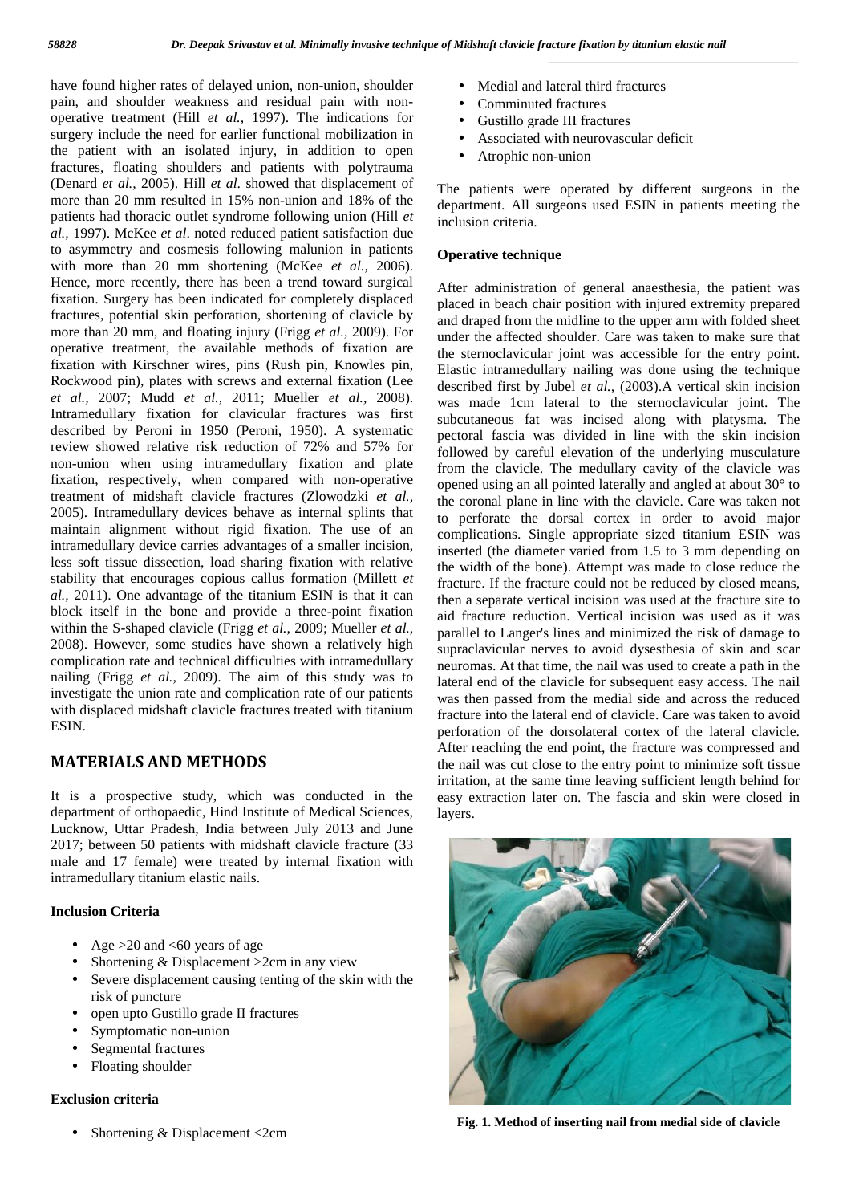have found higher rates of delayed union, non-union, shoulder pain, and shoulder weakness and residual pain with non-operative treatment (Hill *et al.,* 1997). The indications for surgery include the need for earlier functional mobilization in the patient with an isolated injury, in addition to open fractures, floating shoulders and patients with polytrauma (Denard *et al.,* 2005). Hill *et al.* showed that displacement of more than 20 mm resulted in 15% non-union and 18% of the patients had thoracic outlet syndrome following union (Hill *et al.,* 1997). McKee *et al*. noted reduced patient satisfaction due to asymmetry and cosmesis following malunion in patients with more than 20 mm shortening (McKee *et al.,* 2006). Hence, more recently, there has been a trend toward surgical fixation. Surgery has been indicated for completely displaced fractures, potential skin perforation, shortening of clavicle by more than 20 mm, and floating injury (Frigg *et al.,* 2009). For operative treatment, the available methods of fixation are fixation with Kirschner wires, pins (Rush pin, Knowles pin, Rockwood pin), plates with screws and external fixation (Lee *et al.,* 2007; Mudd *et al.,* 2011; Mueller *et al.,* 2008). Intramedullary fixation for clavicular fractures was first described by Peroni in 1950 (Peroni, 1950). A systematic review showed relative risk reduction of 72% and 57% for non-union when using intramedullary fixation and plate fixation, respectively, when compared with non-operative treatment of midshaft clavicle fractures (Zlowodzki *et al.,* 2005). Intramedullary devices behave as internal splints that maintain alignment without rigid fixation. The use of an intramedullary device carries advantages of a smaller incision, less soft tissue dissection, load sharing fixation with relative stability that encourages copious callus formation (Millett *et al.,* 2011). One advantage of the titanium ESIN is that it can block itself in the bone and provide a three-point fixation within the S-shaped clavicle (Frigg *et al.,* 2009; Mueller *et al.,* 2008). However, some studies have shown a relatively high complication rate and technical difficulties with intramedullary nailing (Frigg *et al.,* 2009). The aim of this study was to investigate the union rate and complication rate of our patients with displaced midshaft clavicle fractures treated with titanium ESIN.

## MATERIALS AND METHODS

It is a prospective study, which was conducted in the department of orthopaedic, Hind Institute of Medical Sciences, Lucknow, Uttar Pradesh, India between July 2013 and June 2017; between 50 patients with midshaft clavicle fracture (33 male and 17 female) were treated by internal fixation with intramedullary titanium elastic nails.

### Inclusion Criteria

- Age >20 and <60 years of age
- Shortening & Displacement >2cm in any view
- Severe displacement causing tenting of the skin with the risk of puncture
- open upto Gustillo grade II fractures
- Symptomatic non-union
- Segmental fractures
- Floating shoulder

### Exclusion criteria

- Shortening & Displacement <2cm
- Medial and lateral third fractures
- Comminuted fractures
- Gustillo grade III fractures
- Associated with neurovascular deficit
- Atrophic non-union

The patients were operated by different surgeons in the department. All surgeons used ESIN in patients meeting the inclusion criteria.

### Operative technique

After administration of general anaesthesia, the patient was placed in beach chair position with injured extremity prepared and draped from the midline to the upper arm with folded sheet under the affected shoulder. Care was taken to make sure that the sternoclavicular joint was accessible for the entry point. Elastic intramedullary nailing was done using the technique described first by Jubel *et al.,* (2003).A vertical skin incision was made 1cm lateral to the sternoclavicular joint. The subcutaneous fat was incised along with platysma. The pectoral fascia was divided in line with the skin incision followed by careful elevation of the underlying musculature from the clavicle. The medullary cavity of the clavicle was opened using an all pointed laterally and angled at about 30° to the coronal plane in line with the clavicle. Care was taken not to perforate the dorsal cortex in order to avoid major complications. Single appropriate sized titanium ESIN was inserted (the diameter varied from 1.5 to 3 mm depending on the width of the bone). Attempt was made to close reduce the fracture. If the fracture could not be reduced by closed means, then a separate vertical incision was used at the fracture site to aid fracture reduction. Vertical incision was used as it was parallel to Langer's lines and minimized the risk of damage to supraclavicular nerves to avoid dysesthesia of skin and scar neuromas. At that time, the nail was used to create a path in the lateral end of the clavicle for subsequent easy access. The nail was then passed from the medial side and across the reduced fracture into the lateral end of clavicle. Care was taken to avoid perforation of the dorsolateral cortex of the lateral clavicle. After reaching the end point, the fracture was compressed and the nail was cut close to the entry point to minimize soft tissue irritation, at the same time leaving sufficient length behind for easy extraction later on. The fascia and skin were closed in layers.

**Fig. 1. Method of inserting nail from medial side of clavicle**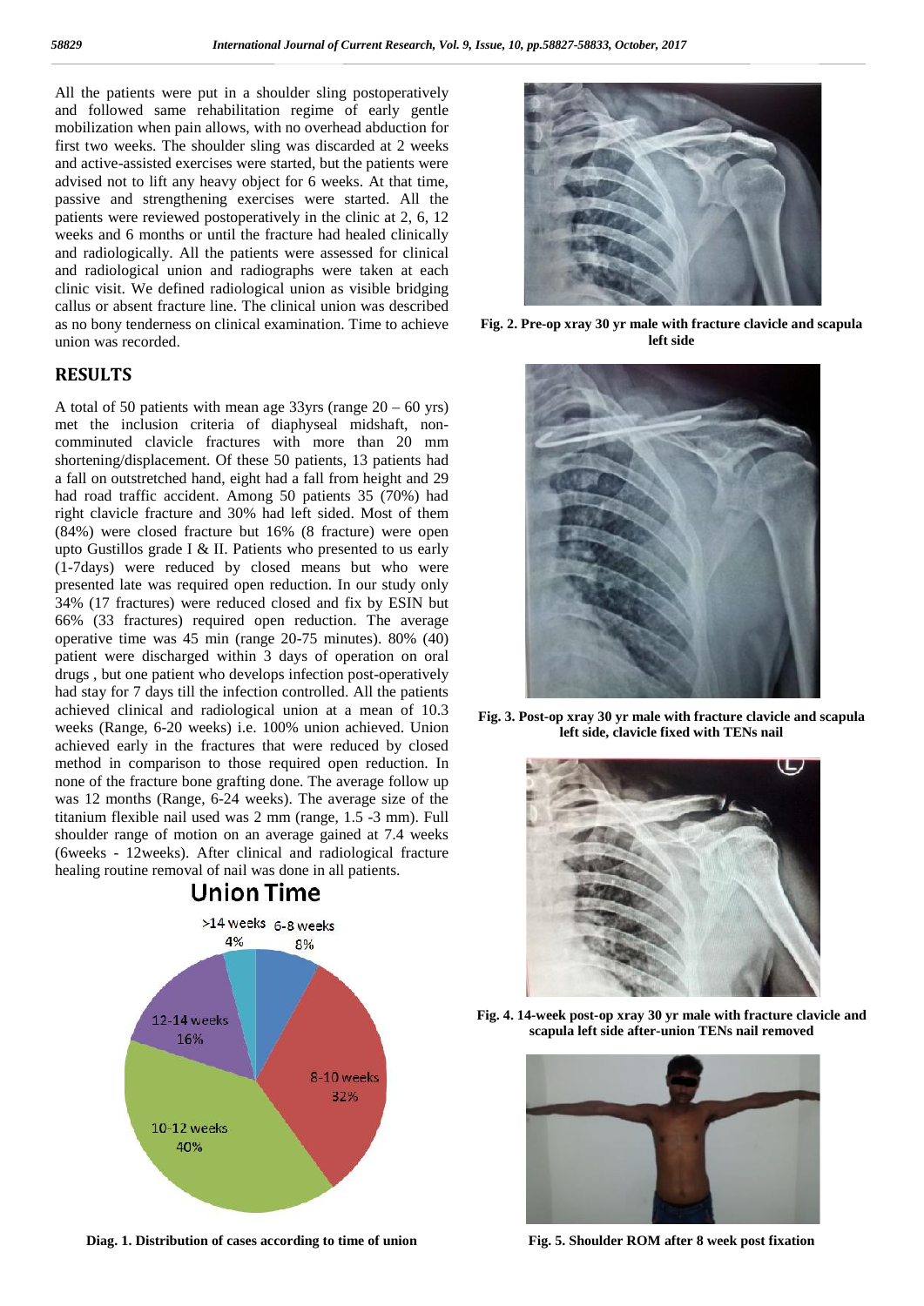All the patients were put in a shoulder sling postoperatively and followed same rehabilitation regime of early gentle mobilization when pain allows, with no overhead abduction for first two weeks. The shoulder sling was discarded at 2 weeks and active-assisted exercises were started, but the patients were advised not to lift any heavy object for 6 weeks. At that time, passive and strengthening exercises were started. All the patients were reviewed postoperatively in the clinic at 2, 6, 12 weeks and 6 months or until the fracture had healed clinically and radiologically. All the patients were assessed for clinical and radiological union and radiographs were taken at each clinic visit. We defined radiological union as visible bridging callus or absent fracture line. The clinical union was described as no bony tenderness on clinical examination. Time to achieve union was recorded.

## RESULTS

A total of 50 patients with mean age 33yrs (range 20 – 60 yrs) met the inclusion criteria of diaphyseal midshaft, non-comminuted clavicle fractures with more than 20 mm shortening/displacement. Of these 50 patients, 13 patients had a fall on outstretched hand, eight had a fall from height and 29 had road traffic accident. Among 50 patients 35 (70%) had right clavicle fracture and 30% had left sided. Most of them (84%) were closed fracture but 16% (8 fracture) were open upto Gustillos grade I & II. Patients who presented to us early (1-7days) were reduced by closed means but who were presented late was required open reduction. In our study only 34% (17 fractures) were reduced closed and fix by ESIN but 66% (33 fractures) required open reduction. The average operative time was 45 min (range 20-75 minutes). 80% (40) patient were discharged within 3 days of operation on oral drugs , but one patient who develops infection post-operatively had stay for 7 days till the infection controlled. All the patients achieved clinical and radiological union at a mean of 10.3 weeks (Range, 6-20 weeks) i.e. 100% union achieved. Union achieved early in the fractures that were reduced by closed method in comparison to those required open reduction. In none of the fracture bone grafting done. The average follow up was 12 months (Range, 6-24 weeks). The average size of the titanium flexible nail used was 2 mm (range, 1.5 -3 mm). Full shoulder range of motion on an average gained at 7.4 weeks (6weeks - 12weeks). After clinical and radiological fracture healing routine removal of nail was done in all patients.

**Union Time**

| Time of union | Percentage |
|---|---|
| 6-8 weeks | 8% |
| 8-10 weeks | 32% |
| 10-12 weeks | 40% |
| 12-14 weeks | 16% |
| >14 weeks | 4% |

**Diag. 1. Distribution of cases according to time of union**

**Fig. 2. Pre-op xray 30 yr male with fracture clavicle and scapula left side**

**Fig. 3. Post-op xray 30 yr male with fracture clavicle and scapula left side, clavicle fixed with TENs nail**

**Fig. 4. 14-week post-op xray 30 yr male with fracture clavicle and scapula left side after-union TENs nail removed**

**Fig. 5. Shoulder ROM after 8 week post fixation**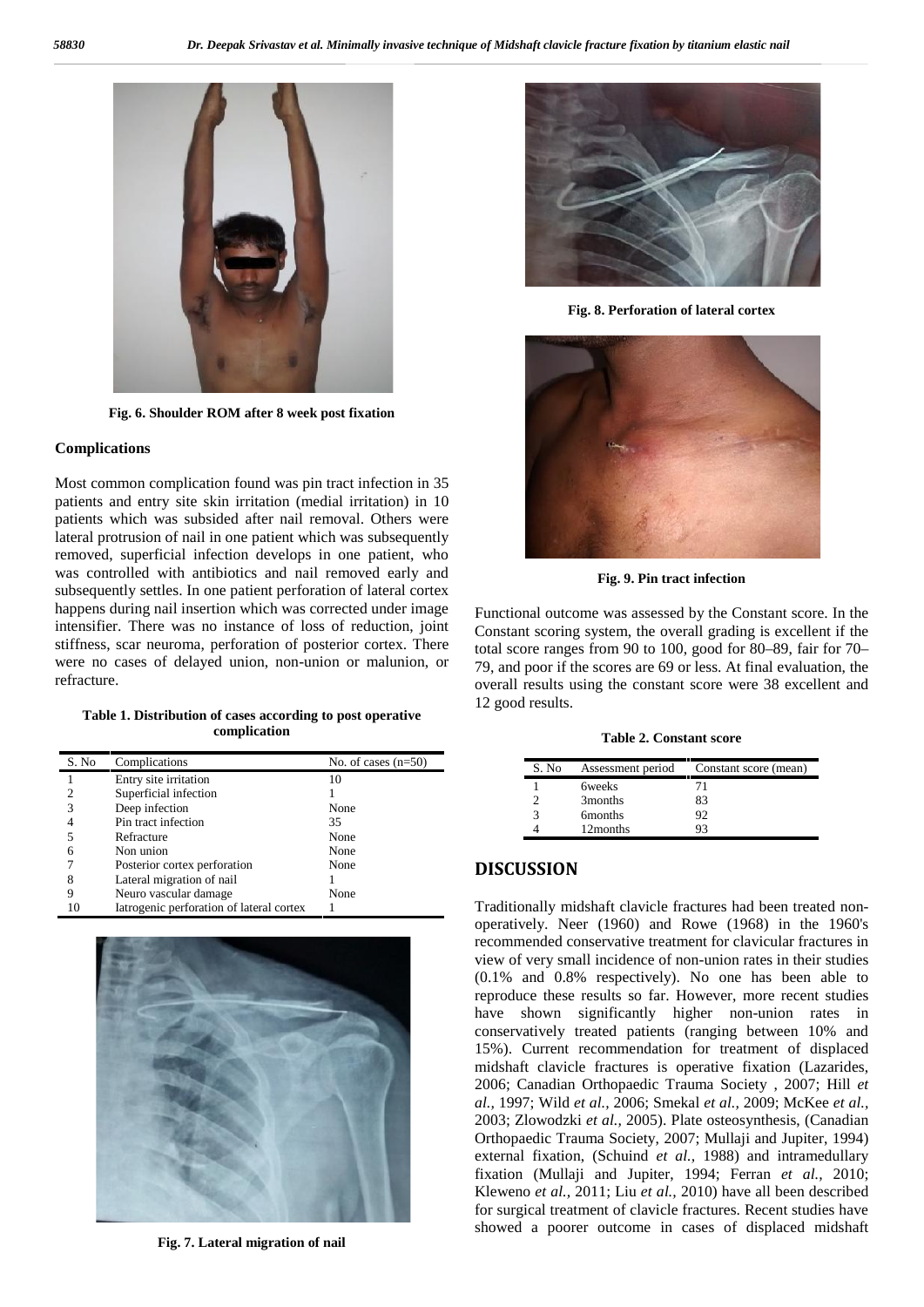Fig. 6. Shoulder ROM after 8 week post fixation

### Complications

Most common complication found was pin tract infection in 35 patients and entry site skin irritation (medial irritation) in 10 patients which was subsided after nail removal. Others were lateral protrusion of nail in one patient which was subsequently removed, superficial infection develops in one patient, who was controlled with antibiotics and nail removed early and subsequently settles. In one patient perforation of lateral cortex happens during nail insertion which was corrected under image intensifier. There was no instance of loss of reduction, joint stiffness, scar neuroma, perforation of posterior cortex. There were no cases of delayed union, non-union or malunion, or refracture.

**Table 1. Distribution of cases according to post operative complication**

| S. No | Complications | No. of cases (n=50) |
|---|---|---|
| 1 | Entry site irritation | 10 |
| 2 | Superficial infection | 1 |
| 3 | Deep infection | None |
| 4 | Pin tract infection | 35 |
| 5 | Refracture | None |
| 6 | Non union | None |
| 7 | Posterior cortex perforation | None |
| 8 | Lateral migration of nail | 1 |
| 9 | Neuro vascular damage | None |
| 10 | Iatrogenic perforation of lateral cortex | 1 |

Fig. 7. Lateral migration of nail

Fig. 8. Perforation of lateral cortex

Fig. 9. Pin tract infection

Functional outcome was assessed by the Constant score. In the Constant scoring system, the overall grading is excellent if the total score ranges from 90 to 100, good for 80–89, fair for 70–79, and poor if the scores are 69 or less. At final evaluation, the overall results using the constant score were 38 excellent and 12 good results.

**Table 2. Constant score**

| S. No | Assessment period | Constant score (mean) |
|---|---|---|
| 1 | 6weeks | 71 |
| 2 | 3months | 83 |
| 3 | 6months | 92 |
| 4 | 12months | 93 |

## DISCUSSION

Traditionally midshaft clavicle fractures had been treated non-operatively. Neer (1960) and Rowe (1968) in the 1960's recommended conservative treatment for clavicular fractures in view of very small incidence of non-union rates in their studies (0.1% and 0.8% respectively). No one has been able to reproduce these results so far. However, more recent studies have shown significantly higher non-union rates in conservatively treated patients (ranging between 10% and 15%). Current recommendation for treatment of displaced midshaft clavicle fractures is operative fixation (Lazarides, 2006; Canadian Orthopaedic Trauma Society , 2007; Hill *et al.,* 1997; Wild *et al.,* 2006; Smekal *et al.,* 2009; McKee *et al.,* 2003; Zlowodzki *et al.,* 2005). Plate osteosynthesis, (Canadian Orthopaedic Trauma Society, 2007; Mullaji and Jupiter, 1994) external fixation, (Schuind *et al.,* 1988) and intramedullary fixation (Mullaji and Jupiter, 1994; Ferran *et al.,* 2010; Kleweno *et al.,* 2011; Liu *et al.,* 2010) have all been described for surgical treatment of clavicle fractures. Recent studies have showed a poorer outcome in cases of displaced midshaft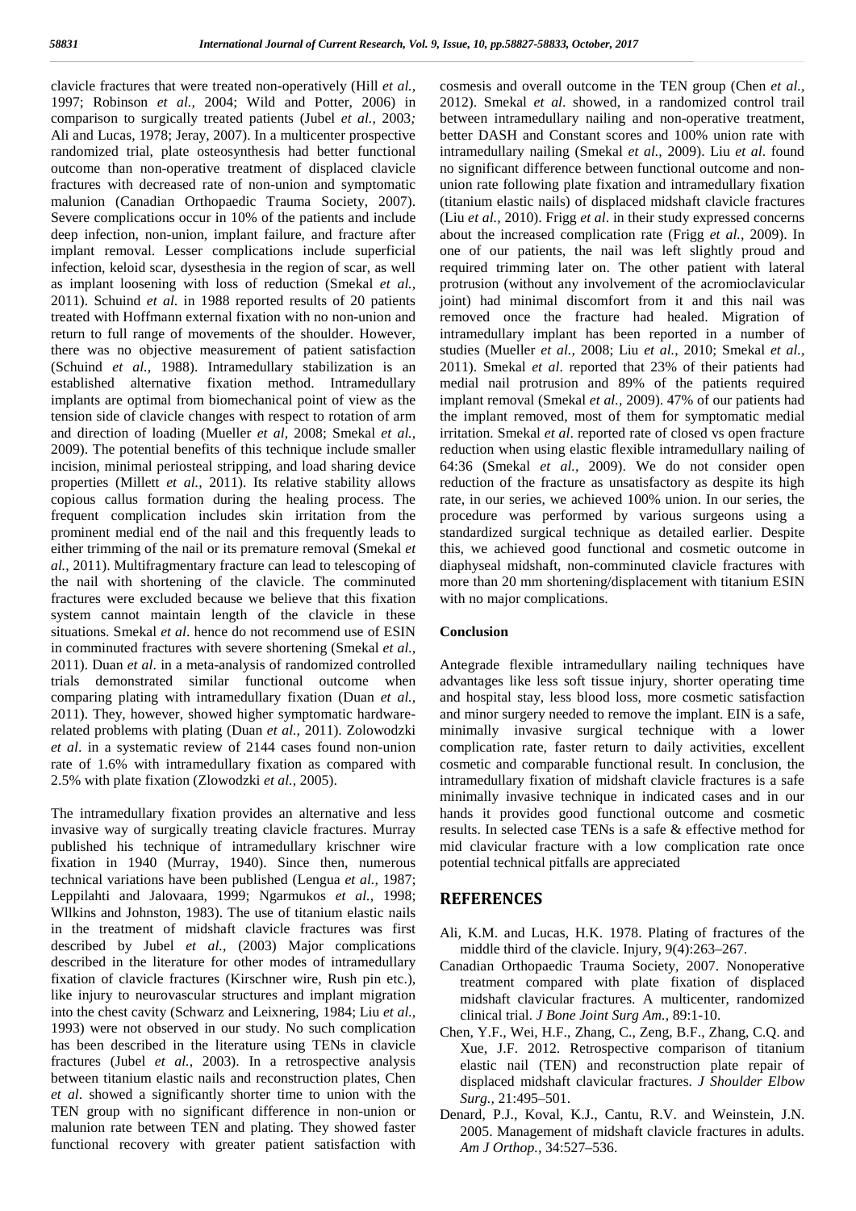clavicle fractures that were treated non-operatively (Hill *et al.,* 1997; Robinson *et al.,* 2004; Wild and Potter, 2006) in comparison to surgically treated patients (Jubel *et al.,* 2003; Ali and Lucas, 1978; Jeray, 2007). In a multicenter prospective randomized trial, plate osteosynthesis had better functional outcome than non-operative treatment of displaced clavicle fractures with decreased rate of non-union and symptomatic malunion (Canadian Orthopaedic Trauma Society, 2007). Severe complications occur in 10% of the patients and include deep infection, non-union, implant failure, and fracture after implant removal. Lesser complications include superficial infection, keloid scar, dysesthesia in the region of scar, as well as implant loosening with loss of reduction (Smekal *et al.,* 2011). Schuind *et al.* in 1988 reported results of 20 patients treated with Hoffmann external fixation with no non-union and return to full range of movements of the shoulder. However, there was no objective measurement of patient satisfaction (Schuind *et al.,* 1988). Intramedullary stabilization is an established alternative fixation method. Intramedullary implants are optimal from biomechanical point of view as the tension side of clavicle changes with respect to rotation of arm and direction of loading (Mueller *et al,* 2008; Smekal *et al.,* 2009). The potential benefits of this technique include smaller incision, minimal periosteal stripping, and load sharing device properties (Millett *et al.,* 2011). Its relative stability allows copious callus formation during the healing process. The frequent complication includes skin irritation from the prominent medial end of the nail and this frequently leads to either trimming of the nail or its premature removal (Smekal *et al.,* 2011). Multifragmentary fracture can lead to telescoping of the nail with shortening of the clavicle. The comminuted fractures were excluded because we believe that this fixation system cannot maintain length of the clavicle in these situations. Smekal *et al*. hence do not recommend use of ESIN in comminuted fractures with severe shortening (Smekal *et al.,* 2011). Duan *et al*. in a meta-analysis of randomized controlled trials demonstrated similar functional outcome when comparing plating with intramedullary fixation (Duan *et al.,* 2011). They, however, showed higher symptomatic hardware-related problems with plating (Duan *et al.,* 2011). Zolowodzki *et al*. in a systematic review of 2144 cases found non-union rate of 1.6% with intramedullary fixation as compared with 2.5% with plate fixation (Zlowodzki *et al.,* 2005).

The intramedullary fixation provides an alternative and less invasive way of surgically treating clavicle fractures. Murray published his technique of intramedullary krischner wire fixation in 1940 (Murray, 1940). Since then, numerous technical variations have been published (Lengua *et al.,* 1987; Leppilahti and Jalovaara, 1999; Ngarmukos *et al.,* 1998; Wllkins and Johnston, 1983). The use of titanium elastic nails in the treatment of midshaft clavicle fractures was first described by Jubel *et al.,* (2003) Major complications described in the literature for other modes of intramedullary fixation of clavicle fractures (Kirschner wire, Rush pin etc.), like injury to neurovascular structures and implant migration into the chest cavity (Schwarz and Leixnering, 1984; Liu *et al.,* 1993) were not observed in our study. No such complication has been described in the literature using TENs in clavicle fractures (Jubel *et al.,* 2003). In a retrospective analysis between titanium elastic nails and reconstruction plates, Chen *et al*. showed a significantly shorter time to union with the TEN group with no significant difference in non-union or malunion rate between TEN and plating. They showed faster functional recovery with greater patient satisfaction with cosmesis and overall outcome in the TEN group (Chen *et al.,* 2012). Smekal *et al*. showed, in a randomized control trail between intramedullary nailing and non-operative treatment, better DASH and Constant scores and 100% union rate with intramedullary nailing (Smekal *et al.,* 2009). Liu *et al*. found no significant difference between functional outcome and non-union rate following plate fixation and intramedullary fixation (titanium elastic nails) of displaced midshaft clavicle fractures (Liu *et al.,* 2010). Frigg *et al*. in their study expressed concerns about the increased complication rate (Frigg *et al.,* 2009). In one of our patients, the nail was left slightly proud and required trimming later on. The other patient with lateral protrusion (without any involvement of the acromioclavicular joint) had minimal discomfort from it and this nail was removed once the fracture had healed. Migration of intramedullary implant has been reported in a number of studies (Mueller *et al.,* 2008; Liu *et al.,* 2010; Smekal *et al.,* 2011). Smekal *et al*. reported that 23% of their patients had medial nail protrusion and 89% of the patients required implant removal (Smekal *et al.,* 2009). 47% of our patients had the implant removed, most of them for symptomatic medial irritation. Smekal *et al*. reported rate of closed vs open fracture reduction when using elastic flexible intramedullary nailing of 64:36 (Smekal *et al.,* 2009). We do not consider open reduction of the fracture as unsatisfactory as despite its high rate, in our series, we achieved 100% union. In our series, the procedure was performed by various surgeons using a standardized surgical technique as detailed earlier. Despite this, we achieved good functional and cosmetic outcome in diaphyseal midshaft, non-comminuted clavicle fractures with more than 20 mm shortening/displacement with titanium ESIN with no major complications.

## Conclusion

Antegrade flexible intramedullary nailing techniques have advantages like less soft tissue injury, shorter operating time and hospital stay, less blood loss, more cosmetic satisfaction and minor surgery needed to remove the implant. EIN is a safe, minimally invasive surgical technique with a lower complication rate, faster return to daily activities, excellent cosmetic and comparable functional result. In conclusion, the intramedullary fixation of midshaft clavicle fractures is a safe minimally invasive technique in indicated cases and in our hands it provides good functional outcome and cosmetic results. In selected case TENs is a safe & effective method for mid clavicular fracture with a low complication rate once potential technical pitfalls are appreciated

## REFERENCES

- Ali, K.M. and Lucas, H.K. 1978. Plating of fractures of the middle third of the clavicle. Injury, 9(4):263–267.
- Canadian Orthopaedic Trauma Society, 2007. Nonoperative treatment compared with plate fixation of displaced midshaft clavicular fractures. A multicenter, randomized clinical trial. *J Bone Joint Surg Am.,* 89:1-10.
- Chen, Y.F., Wei, H.F., Zhang, C., Zeng, B.F., Zhang, C.Q. and Xue, J.F. 2012. Retrospective comparison of titanium elastic nail (TEN) and reconstruction plate repair of displaced midshaft clavicular fractures. *J Shoulder Elbow Surg.,* 21:495–501.
- Denard, P.J., Koval, K.J., Cantu, R.V. and Weinstein, J.N. 2005. Management of midshaft clavicle fractures in adults. *Am J Orthop.,* 34:527–536.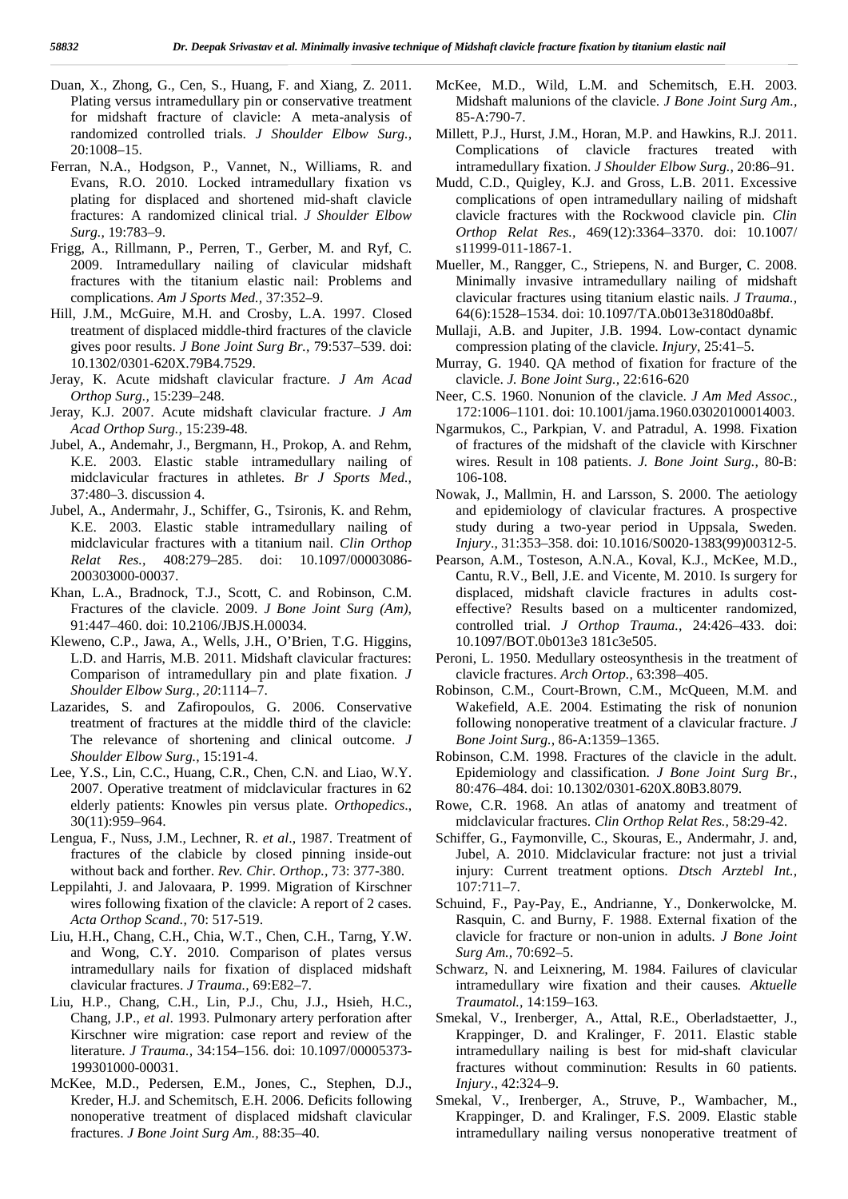Duan, X., Zhong, G., Cen, S., Huang, F. and Xiang, Z. 2011. Plating versus intramedullary pin or conservative treatment for midshaft fracture of clavicle: A meta-analysis of randomized controlled trials. *J Shoulder Elbow Surg.,* 20:1008–15.

Ferran, N.A., Hodgson, P., Vannet, N., Williams, R. and Evans, R.O. 2010. Locked intramedullary fixation vs plating for displaced and shortened mid-shaft clavicle fractures: A randomized clinical trial. *J Shoulder Elbow Surg.,* 19:783–9.

Frigg, A., Rillmann, P., Perren, T., Gerber, M. and Ryf, C. 2009. Intramedullary nailing of clavicular midshaft fractures with the titanium elastic nail: Problems and complications. *Am J Sports Med.,* 37:352–9.

Hill, J.M., McGuire, M.H. and Crosby, L.A. 1997. Closed treatment of displaced middle-third fractures of the clavicle gives poor results. *J Bone Joint Surg Br.,* 79:537–539. doi: 10.1302/0301-620X.79B4.7529.

Jeray, K. Acute midshaft clavicular fracture. *J Am Acad Orthop Surg.,* 15:239–248.

Jeray, K.J. 2007. Acute midshaft clavicular fracture. *J Am Acad Orthop Surg.,* 15:239-48.

Jubel, A., Andemahr, J., Bergmann, H., Prokop, A. and Rehm, K.E. 2003. Elastic stable intramedullary nailing of midclavicular fractures in athletes. *Br J Sports Med.,* 37:480–3. discussion 4.

Jubel, A., Andermahr, J., Schiffer, G., Tsironis, K. and Rehm, K.E. 2003. Elastic stable intramedullary nailing of midclavicular fractures with a titanium nail. *Clin Orthop Relat Res.,* 408:279–285. doi: 10.1097/00003086-200303000-00037.

Khan, L.A., Bradnock, T.J., Scott, C. and Robinson, C.M. Fractures of the clavicle. 2009. *J Bone Joint Surg (Am),* 91:447–460. doi: 10.2106/JBJS.H.00034.

Kleweno, C.P., Jawa, A., Wells, J.H., O'Brien, T.G. Higgins, L.D. and Harris, M.B. 2011. Midshaft clavicular fractures: Comparison of intramedullary pin and plate fixation. *J Shoulder Elbow Surg., 20*:1114–7.

Lazarides, S. and Zafiropoulos, G. 2006. Conservative treatment of fractures at the middle third of the clavicle: The relevance of shortening and clinical outcome. *J Shoulder Elbow Surg.,* 15:191-4.

Lee, Y.S., Lin, C.C., Huang, C.R., Chen, C.N. and Liao, W.Y. 2007. Operative treatment of midclavicular fractures in 62 elderly patients: Knowles pin versus plate. *Orthopedics*., 30(11):959–964.

Lengua, F., Nuss, J.M., Lechner, R. *et al*., 1987. Treatment of fractures of the clabicle by closed pinning inside-out without back and forther. *Rev. Chir. Orthop.,* 73: 377-380.

Leppilahti, J. and Jalovaara, P. 1999. Migration of Kirschner wires following fixation of the clavicle: A report of 2 cases. *Acta Orthop Scand.,* 70: 517-519.

Liu, H.H., Chang, C.H., Chia, W.T., Chen, C.H., Tarng, Y.W. and Wong, C.Y. 2010. Comparison of plates versus intramedullary nails for fixation of displaced midshaft clavicular fractures. *J Trauma.,* 69:E82–7.

Liu, H.P., Chang, C.H., Lin, P.J., Chu, J.J., Hsieh, H.C., Chang, J.P., *et al*. 1993. Pulmonary artery perforation after Kirschner wire migration: case report and review of the literature. *J Trauma.,* 34:154–156. doi: 10.1097/00005373-199301000-00031.

McKee, M.D., Pedersen, E.M., Jones, C., Stephen, D.J., Kreder, H.J. and Schemitsch, E.H. 2006. Deficits following nonoperative treatment of displaced midshaft clavicular fractures. *J Bone Joint Surg Am.,* 88:35–40.

McKee, M.D., Wild, L.M. and Schemitsch, E.H. 2003. Midshaft malunions of the clavicle. *J Bone Joint Surg Am.,* 85-A:790-7.

Millett, P.J., Hurst, J.M., Horan, M.P. and Hawkins, R.J. 2011. Complications of clavicle fractures treated with intramedullary fixation. *J Shoulder Elbow Surg.,* 20:86–91.

Mudd, C.D., Quigley, K.J. and Gross, L.B. 2011. Excessive complications of open intramedullary nailing of midshaft clavicle fractures with the Rockwood clavicle pin. *Clin Orthop Relat Res.,* 469(12):3364–3370. doi: 10.1007/ s11999-011-1867-1.

Mueller, M., Rangger, C., Striepens, N. and Burger, C. 2008. Minimally invasive intramedullary nailing of midshaft clavicular fractures using titanium elastic nails. *J Trauma.,* 64(6):1528–1534. doi: 10.1097/TA.0b013e3180d0a8bf.

Mullaji, A.B. and Jupiter, J.B. 1994. Low-contact dynamic compression plating of the clavicle. *Injury*, 25:41–5.

Murray, G. 1940. QA method of fixation for fracture of the clavicle. *J. Bone Joint Surg.,* 22:616-620

Neer, C.S. 1960. Nonunion of the clavicle. *J Am Med Assoc.,* 172:1006–1101. doi: 10.1001/jama.1960.03020100014003.

Ngarmukos, C., Parkpian, V. and Patradul, A. 1998. Fixation of fractures of the midshaft of the clavicle with Kirschner wires. Result in 108 patients. *J. Bone Joint Surg.,* 80-B: 106-108.

Nowak, J., Mallmin, H. and Larsson, S. 2000. The aetiology and epidemiology of clavicular fractures. A prospective study during a two-year period in Uppsala, Sweden. *Injury*., 31:353–358. doi: 10.1016/S0020-1383(99)00312-5.

Pearson, A.M., Tosteson, A.N.A., Koval, K.J., McKee, M.D., Cantu, R.V., Bell, J.E. and Vicente, M. 2010. Is surgery for displaced, midshaft clavicle fractures in adults cost-effective? Results based on a multicenter randomized, controlled trial. *J Orthop Trauma.,* 24:426–433. doi: 10.1097/BOT.0b013e3 181c3e505.

Peroni, L. 1950. Medullary osteosynthesis in the treatment of clavicle fractures. *Arch Ortop.,* 63:398–405.

Robinson, C.M., Court-Brown, C.M., McQueen, M.M. and Wakefield, A.E. 2004. Estimating the risk of nonunion following nonoperative treatment of a clavicular fracture. *J Bone Joint Surg.,* 86-A:1359–1365.

Robinson, C.M. 1998. Fractures of the clavicle in the adult. Epidemiology and classification. *J Bone Joint Surg Br.,* 80:476–484. doi: 10.1302/0301-620X.80B3.8079.

Rowe, C.R. 1968. An atlas of anatomy and treatment of midclavicular fractures. *Clin Orthop Relat Res.,* 58:29-42.

Schiffer, G., Faymonville, C., Skouras, E., Andermahr, J. and, Jubel, A. 2010. Midclavicular fracture: not just a trivial injury: Current treatment options. *Dtsch Arztebl Int.,* 107:711–7.

Schuind, F., Pay-Pay, E., Andrianne, Y., Donkerwolcke, M. Rasquin, C. and Burny, F. 1988. External fixation of the clavicle for fracture or non-union in adults. *J Bone Joint Surg Am.,* 70:692–5.

Schwarz, N. and Leixnering, M. 1984. Failures of clavicular intramedullary wire fixation and their causes*. Aktuelle Traumatol.,* 14:159–163.

Smekal, V., Irenberger, A., Attal, R.E., Oberladstaetter, J., Krappinger, D. and Kralinger, F. 2011. Elastic stable intramedullary nailing is best for mid-shaft clavicular fractures without comminution: Results in 60 patients. *Injury*., 42:324–9.

Smekal, V., Irenberger, A., Struve, P., Wambacher, M., Krappinger, D. and Kralinger, F.S. 2009. Elastic stable intramedullary nailing versus nonoperative treatment of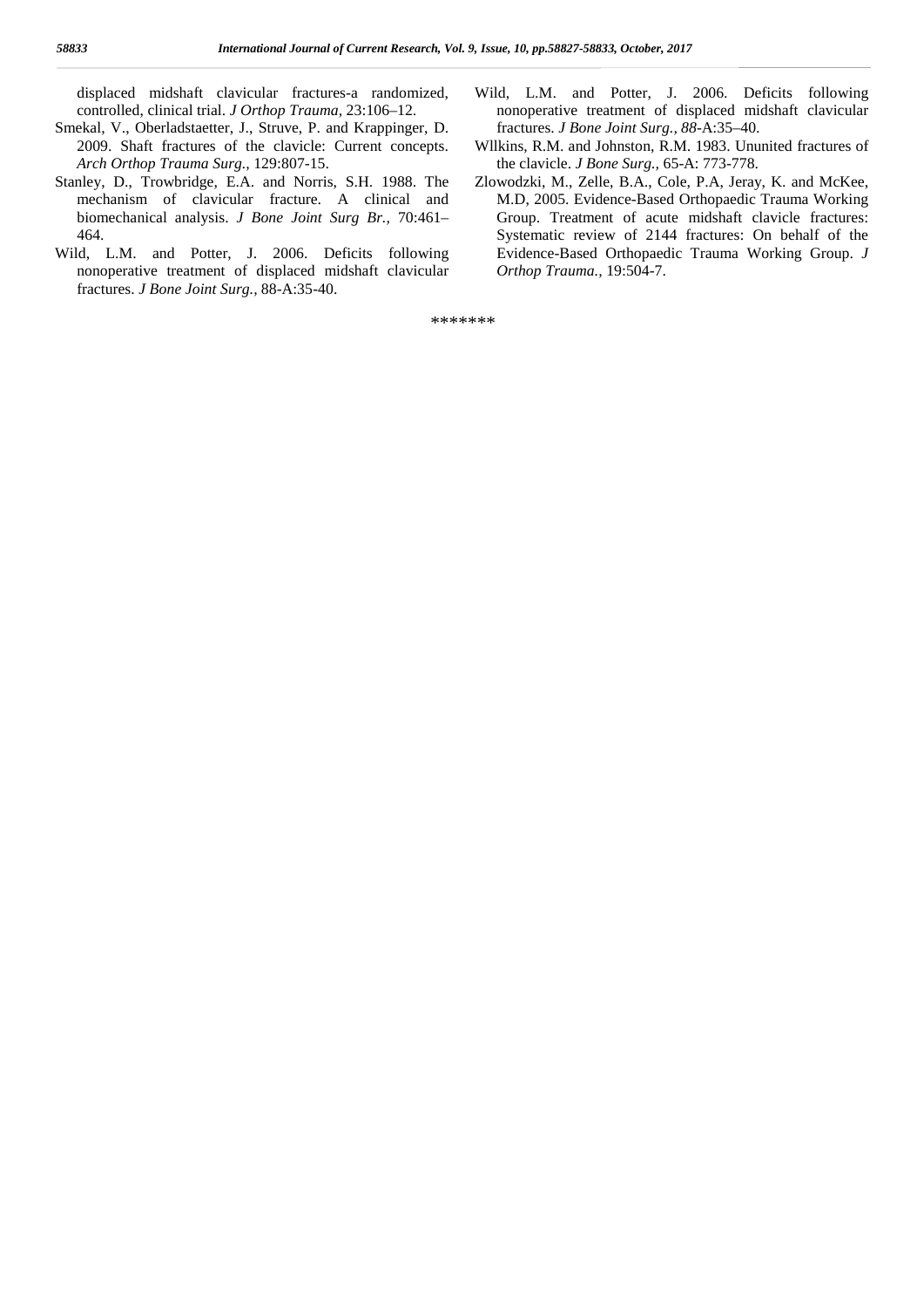displaced midshaft clavicular fractures-a randomized, controlled, clinical trial. *J Orthop Trauma,* 23:106–12.

Smekal, V., Oberladstaetter, J., Struve, P. and Krappinger, D. 2009. Shaft fractures of the clavicle: Current concepts. *Arch Orthop Trauma Surg.*, 129:807-15.

Stanley, D., Trowbridge, E.A. and Norris, S.H. 1988. The mechanism of clavicular fracture. A clinical and biomechanical analysis. *J Bone Joint Surg Br.,* 70:461–464.

Wild, L.M. and Potter, J. 2006. Deficits following nonoperative treatment of displaced midshaft clavicular fractures. *J Bone Joint Surg.,* 88-A:35-40.

Wild, L.M. and Potter, J. 2006. Deficits following nonoperative treatment of displaced midshaft clavicular fractures. *J Bone Joint Surg.*, *88*-A:35–40.

Wllkins, R.M. and Johnston, R.M. 1983. Ununited fractures of the clavicle. *J Bone Surg.,* 65-A: 773-778.

Zlowodzki, M., Zelle, B.A., Cole, P.A, Jeray, K. and McKee, M.D, 2005. Evidence-Based Orthopaedic Trauma Working Group. Treatment of acute midshaft clavicle fractures: Systematic review of 2144 fractures: On behalf of the Evidence-Based Orthopaedic Trauma Working Group. *J Orthop Trauma.,* 19:504-7.

*******